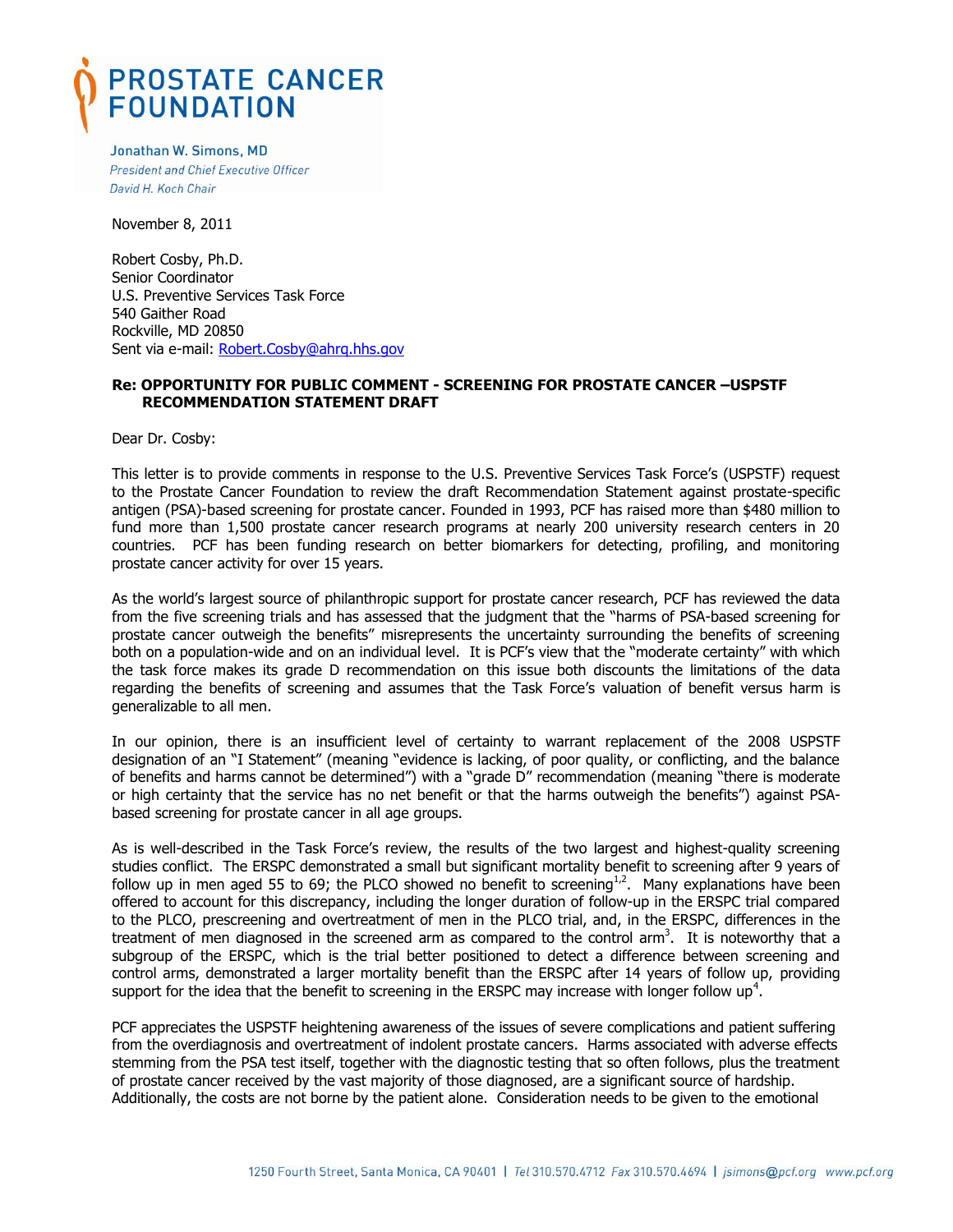# PROSTATE CANCER FOUNDATION

Jonathan W. Simons, MD
*President and Chief Executive Officer*
*David H. Koch Chair*

November 8, 2011

Robert Cosby, Ph.D.
Senior Coordinator
U.S. Preventive Services Task Force
540 Gaither Road
Rockville, MD 20850
Sent via e-mail: Robert.Cosby@ahrq.hhs.gov

**Re: OPPORTUNITY FOR PUBLIC COMMENT - SCREENING FOR PROSTATE CANCER –USPSTF RECOMMENDATION STATEMENT DRAFT**

Dear Dr. Cosby:

This letter is to provide comments in response to the U.S. Preventive Services Task Force's (USPSTF) request to the Prostate Cancer Foundation to review the draft Recommendation Statement against prostate-specific antigen (PSA)-based screening for prostate cancer. Founded in 1993, PCF has raised more than $480 million to fund more than 1,500 prostate cancer research programs at nearly 200 university research centers in 20 countries. PCF has been funding research on better biomarkers for detecting, profiling, and monitoring prostate cancer activity for over 15 years.

As the world's largest source of philanthropic support for prostate cancer research, PCF has reviewed the data from the five screening trials and has assessed that the judgment that the "harms of PSA-based screening for prostate cancer outweigh the benefits" misrepresents the uncertainty surrounding the benefits of screening both on a population-wide and on an individual level. It is PCF's view that the "moderate certainty" with which the task force makes its grade D recommendation on this issue both discounts the limitations of the data regarding the benefits of screening and assumes that the Task Force's valuation of benefit versus harm is generalizable to all men.

In our opinion, there is an insufficient level of certainty to warrant replacement of the 2008 USPSTF designation of an "I Statement" (meaning "evidence is lacking, of poor quality, or conflicting, and the balance of benefits and harms cannot be determined") with a "grade D" recommendation (meaning "there is moderate or high certainty that the service has no net benefit or that the harms outweigh the benefits") against PSA-based screening for prostate cancer in all age groups.

As is well-described in the Task Force's review, the results of the two largest and highest-quality screening studies conflict. The ERSPC demonstrated a small but significant mortality benefit to screening after 9 years of follow up in men aged 55 to 69; the PLCO showed no benefit to screening[1,2]. Many explanations have been offered to account for this discrepancy, including the longer duration of follow-up in the ERSPC trial compared to the PLCO, prescreening and overtreatment of men in the PLCO trial, and, in the ERSPC, differences in the treatment of men diagnosed in the screened arm as compared to the control arm[3]. It is noteworthy that a subgroup of the ERSPC, which is the trial better positioned to detect a difference between screening and control arms, demonstrated a larger mortality benefit than the ERSPC after 14 years of follow up, providing support for the idea that the benefit to screening in the ERSPC may increase with longer follow up[4].

PCF appreciates the USPSTF heightening awareness of the issues of severe complications and patient suffering from the overdiagnosis and overtreatment of indolent prostate cancers. Harms associated with adverse effects stemming from the PSA test itself, together with the diagnostic testing that so often follows, plus the treatment of prostate cancer received by the vast majority of those diagnosed, are a significant source of hardship. Additionally, the costs are not borne by the patient alone. Consideration needs to be given to the emotional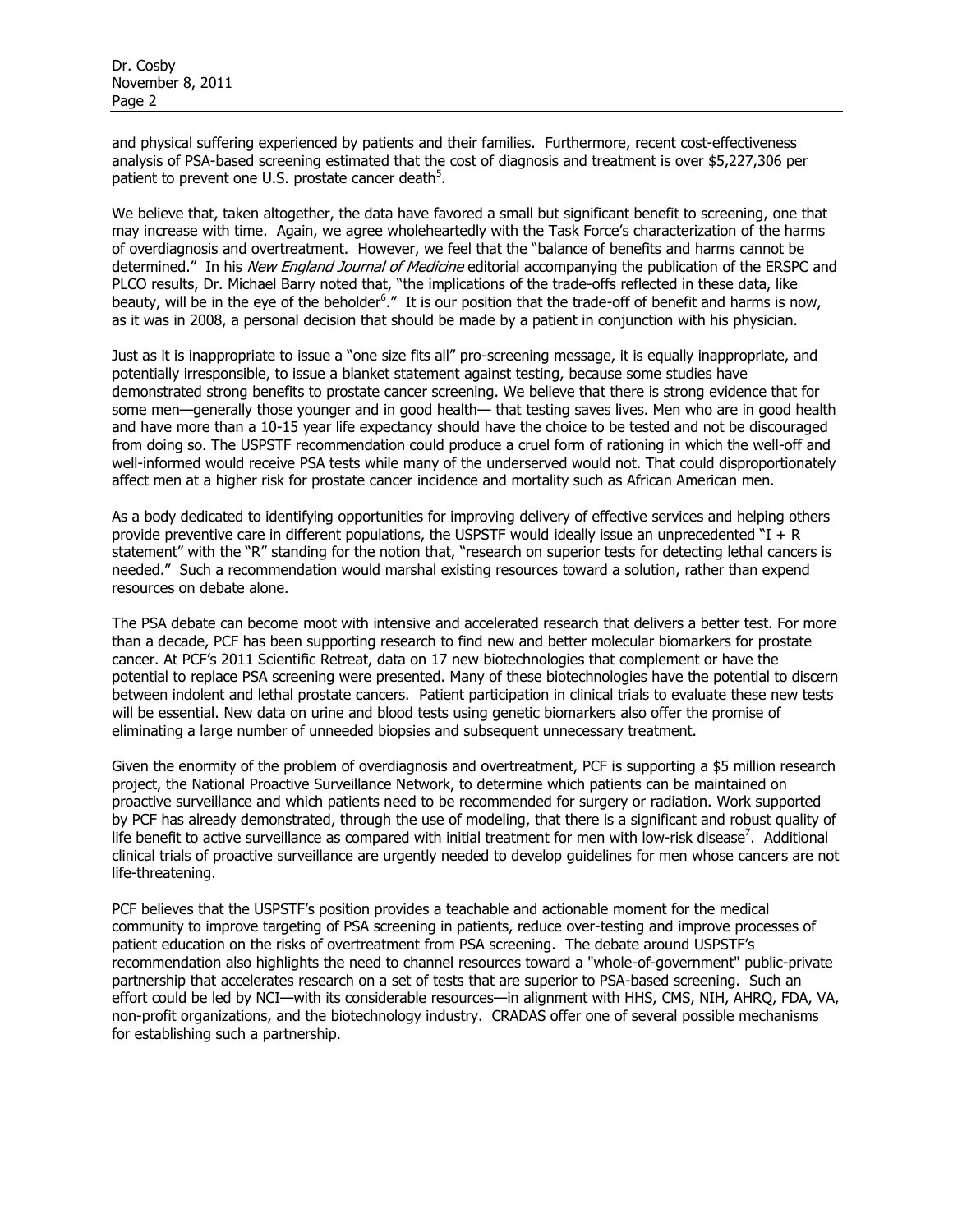and physical suffering experienced by patients and their families. Furthermore, recent cost-effectiveness analysis of PSA-based screening estimated that the cost of diagnosis and treatment is over $5,227,306 per patient to prevent one U.S. prostate cancer death[5].

We believe that, taken altogether, the data have favored a small but significant benefit to screening, one that may increase with time. Again, we agree wholeheartedly with the Task Force's characterization of the harms of overdiagnosis and overtreatment. However, we feel that the "balance of benefits and harms cannot be determined." In his *New England Journal of Medicine* editorial accompanying the publication of the ERSPC and PLCO results, Dr. Michael Barry noted that, "the implications of the trade-offs reflected in these data, like beauty, will be in the eye of the beholder[6]." It is our position that the trade-off of benefit and harms is now, as it was in 2008, a personal decision that should be made by a patient in conjunction with his physician.

Just as it is inappropriate to issue a "one size fits all" pro-screening message, it is equally inappropriate, and potentially irresponsible, to issue a blanket statement against testing, because some studies have demonstrated strong benefits to prostate cancer screening. We believe that there is strong evidence that for some men—generally those younger and in good health— that testing saves lives. Men who are in good health and have more than a 10-15 year life expectancy should have the choice to be tested and not be discouraged from doing so. The USPSTF recommendation could produce a cruel form of rationing in which the well-off and well-informed would receive PSA tests while many of the underserved would not. That could disproportionately affect men at a higher risk for prostate cancer incidence and mortality such as African American men.

As a body dedicated to identifying opportunities for improving delivery of effective services and helping others provide preventive care in different populations, the USPSTF would ideally issue an unprecedented "I + R statement" with the "R" standing for the notion that, "research on superior tests for detecting lethal cancers is needed." Such a recommendation would marshal existing resources toward a solution, rather than expend resources on debate alone.

The PSA debate can become moot with intensive and accelerated research that delivers a better test. For more than a decade, PCF has been supporting research to find new and better molecular biomarkers for prostate cancer. At PCF's 2011 Scientific Retreat, data on 17 new biotechnologies that complement or have the potential to replace PSA screening were presented. Many of these biotechnologies have the potential to discern between indolent and lethal prostate cancers. Patient participation in clinical trials to evaluate these new tests will be essential. New data on urine and blood tests using genetic biomarkers also offer the promise of eliminating a large number of unneeded biopsies and subsequent unnecessary treatment.

Given the enormity of the problem of overdiagnosis and overtreatment, PCF is supporting a $5 million research project, the National Proactive Surveillance Network, to determine which patients can be maintained on proactive surveillance and which patients need to be recommended for surgery or radiation. Work supported by PCF has already demonstrated, through the use of modeling, that there is a significant and robust quality of life benefit to active surveillance as compared with initial treatment for men with low-risk disease[7]. Additional clinical trials of proactive surveillance are urgently needed to develop guidelines for men whose cancers are not life-threatening.

PCF believes that the USPSTF's position provides a teachable and actionable moment for the medical community to improve targeting of PSA screening in patients, reduce over-testing and improve processes of patient education on the risks of overtreatment from PSA screening. The debate around USPSTF's recommendation also highlights the need to channel resources toward a "whole-of-government" public-private partnership that accelerates research on a set of tests that are superior to PSA-based screening. Such an effort could be led by NCI—with its considerable resources—in alignment with HHS, CMS, NIH, AHRQ, FDA, VA, non-profit organizations, and the biotechnology industry. CRADAS offer one of several possible mechanisms for establishing such a partnership.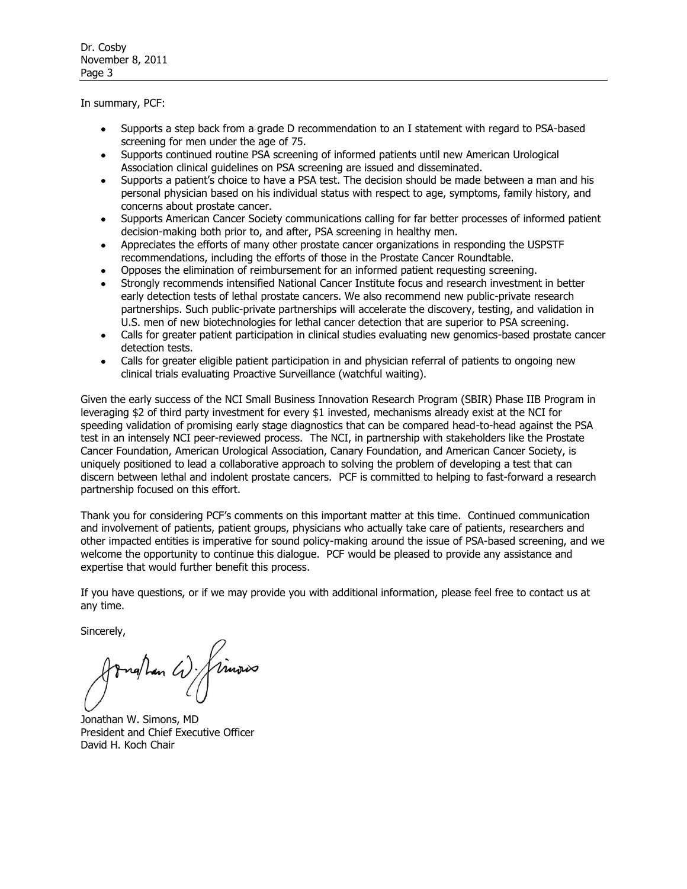In summary, PCF:

- Supports a step back from a grade D recommendation to an I statement with regard to PSA-based screening for men under the age of 75.
- Supports continued routine PSA screening of informed patients until new American Urological Association clinical guidelines on PSA screening are issued and disseminated.
- Supports a patient's choice to have a PSA test. The decision should be made between a man and his personal physician based on his individual status with respect to age, symptoms, family history, and concerns about prostate cancer.
- Supports American Cancer Society communications calling for far better processes of informed patient decision-making both prior to, and after, PSA screening in healthy men.
- Appreciates the efforts of many other prostate cancer organizations in responding the USPSTF recommendations, including the efforts of those in the Prostate Cancer Roundtable.
- Opposes the elimination of reimbursement for an informed patient requesting screening.
- Strongly recommends intensified National Cancer Institute focus and research investment in better early detection tests of lethal prostate cancers. We also recommend new public-private research partnerships. Such public-private partnerships will accelerate the discovery, testing, and validation in U.S. men of new biotechnologies for lethal cancer detection that are superior to PSA screening.
- Calls for greater patient participation in clinical studies evaluating new genomics-based prostate cancer detection tests.
- Calls for greater eligible patient participation in and physician referral of patients to ongoing new clinical trials evaluating Proactive Surveillance (watchful waiting).

Given the early success of the NCI Small Business Innovation Research Program (SBIR) Phase IIB Program in leveraging $2 of third party investment for every $1 invested, mechanisms already exist at the NCI for speeding validation of promising early stage diagnostics that can be compared head-to-head against the PSA test in an intensely NCI peer-reviewed process. The NCI, in partnership with stakeholders like the Prostate Cancer Foundation, American Urological Association, Canary Foundation, and American Cancer Society, is uniquely positioned to lead a collaborative approach to solving the problem of developing a test that can discern between lethal and indolent prostate cancers. PCF is committed to helping to fast-forward a research partnership focused on this effort.

Thank you for considering PCF's comments on this important matter at this time. Continued communication and involvement of patients, patient groups, physicians who actually take care of patients, researchers and other impacted entities is imperative for sound policy-making around the issue of PSA-based screening, and we welcome the opportunity to continue this dialogue. PCF would be pleased to provide any assistance and expertise that would further benefit this process.

If you have questions, or if we may provide you with additional information, please feel free to contact us at any time.

Sincerely,

Jonathan W. Simons, MD
President and Chief Executive Officer
David H. Koch Chair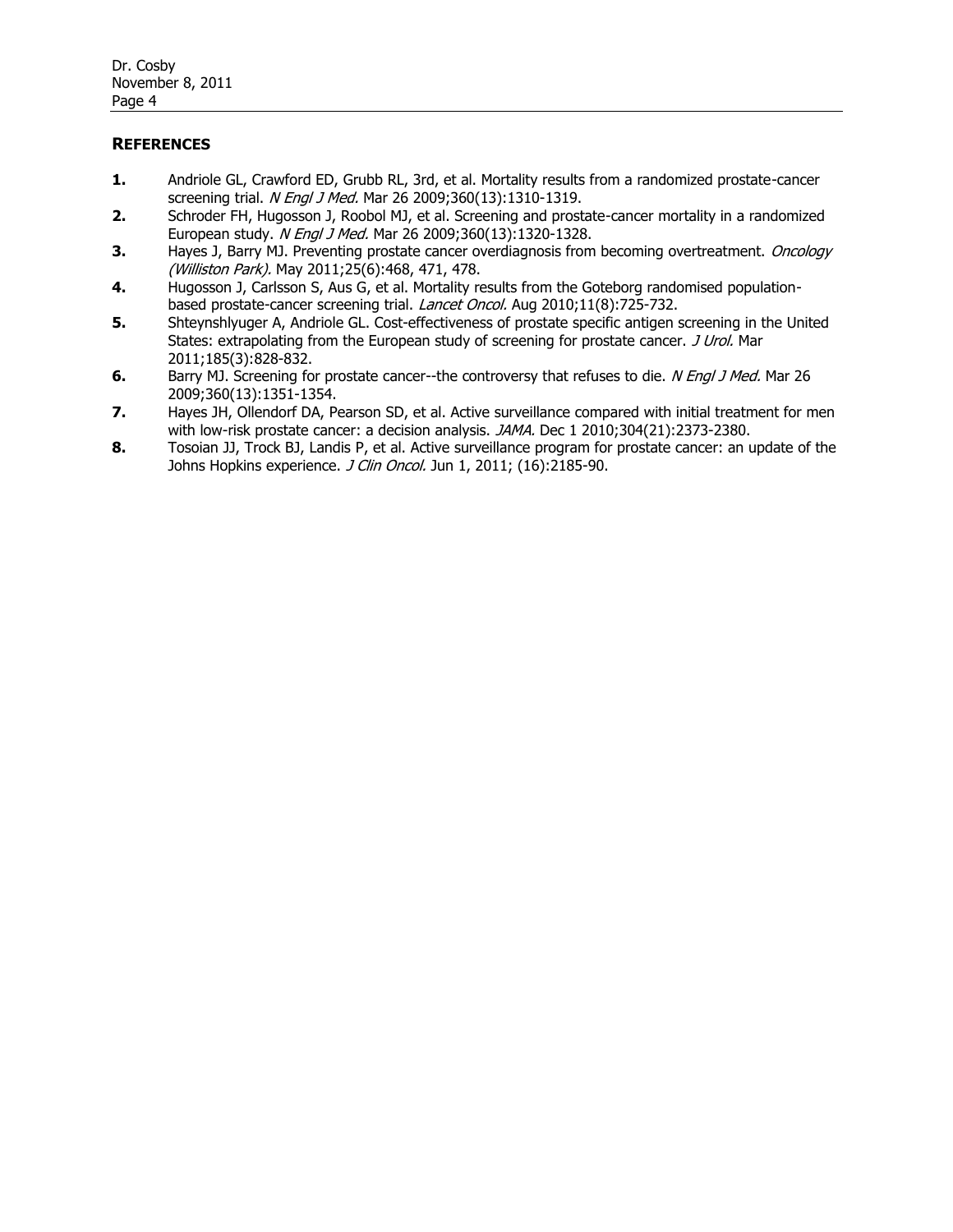## REFERENCES

1. Andriole GL, Crawford ED, Grubb RL, 3rd, et al. Mortality results from a randomized prostate-cancer screening trial. *N Engl J Med.* Mar 26 2009;360(13):1310-1319.
2. Schroder FH, Hugosson J, Roobol MJ, et al. Screening and prostate-cancer mortality in a randomized European study. *N Engl J Med.* Mar 26 2009;360(13):1320-1328.
3. Hayes J, Barry MJ. Preventing prostate cancer overdiagnosis from becoming overtreatment. *Oncology (Williston Park).* May 2011;25(6):468, 471, 478.
4. Hugosson J, Carlsson S, Aus G, et al. Mortality results from the Goteborg randomised population-based prostate-cancer screening trial. *Lancet Oncol.* Aug 2010;11(8):725-732.
5. Shteynshlyuger A, Andriole GL. Cost-effectiveness of prostate specific antigen screening in the United States: extrapolating from the European study of screening for prostate cancer. *J Urol.* Mar 2011;185(3):828-832.
6. Barry MJ. Screening for prostate cancer--the controversy that refuses to die. *N Engl J Med.* Mar 26 2009;360(13):1351-1354.
7. Hayes JH, Ollendorf DA, Pearson SD, et al. Active surveillance compared with initial treatment for men with low-risk prostate cancer: a decision analysis. *JAMA.* Dec 1 2010;304(21):2373-2380.
8. Tosoian JJ, Trock BJ, Landis P, et al. Active surveillance program for prostate cancer: an update of the Johns Hopkins experience. *J Clin Oncol.* Jun 1, 2011; (16):2185-90.